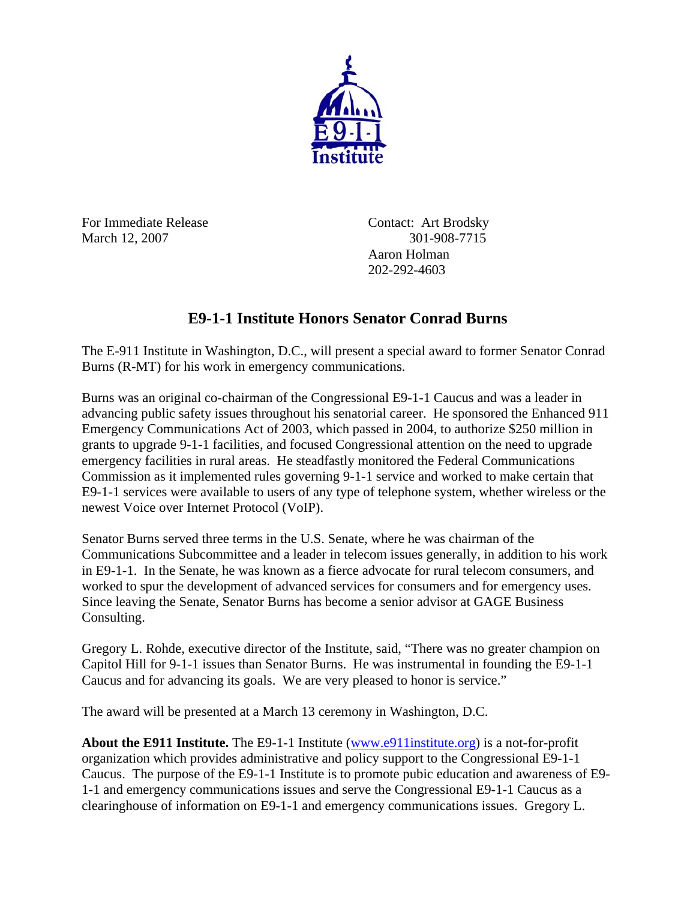For Immediate Release
March 12, 2007

Contact: Art Brodsky
301-908-7715
Aaron Holman
202-292-4603

# E9-1-1 Institute Honors Senator Conrad Burns

The E-911 Institute in Washington, D.C., will present a special award to former Senator Conrad Burns (R-MT) for his work in emergency communications.

Burns was an original co-chairman of the Congressional E9-1-1 Caucus and was a leader in advancing public safety issues throughout his senatorial career. He sponsored the Enhanced 911 Emergency Communications Act of 2003, which passed in 2004, to authorize $250 million in grants to upgrade 9-1-1 facilities, and focused Congressional attention on the need to upgrade emergency facilities in rural areas. He steadfastly monitored the Federal Communications Commission as it implemented rules governing 9-1-1 service and worked to make certain that E9-1-1 services were available to users of any type of telephone system, whether wireless or the newest Voice over Internet Protocol (VoIP).

Senator Burns served three terms in the U.S. Senate, where he was chairman of the Communications Subcommittee and a leader in telecom issues generally, in addition to his work in E9-1-1. In the Senate, he was known as a fierce advocate for rural telecom consumers, and worked to spur the development of advanced services for consumers and for emergency uses. Since leaving the Senate, Senator Burns has become a senior advisor at GAGE Business Consulting.

Gregory L. Rohde, executive director of the Institute, said, "There was no greater champion on Capitol Hill for 9-1-1 issues than Senator Burns. He was instrumental in founding the E9-1-1 Caucus and for advancing its goals. We are very pleased to honor is service."

The award will be presented at a March 13 ceremony in Washington, D.C.

**About the E911 Institute.** The E9-1-1 Institute (www.e911institute.org) is a not-for-profit organization which provides administrative and policy support to the Congressional E9-1-1 Caucus. The purpose of the E9-1-1 Institute is to promote pubic education and awareness of E9-1-1 and emergency communications issues and serve the Congressional E9-1-1 Caucus as a clearinghouse of information on E9-1-1 and emergency communications issues. Gregory L.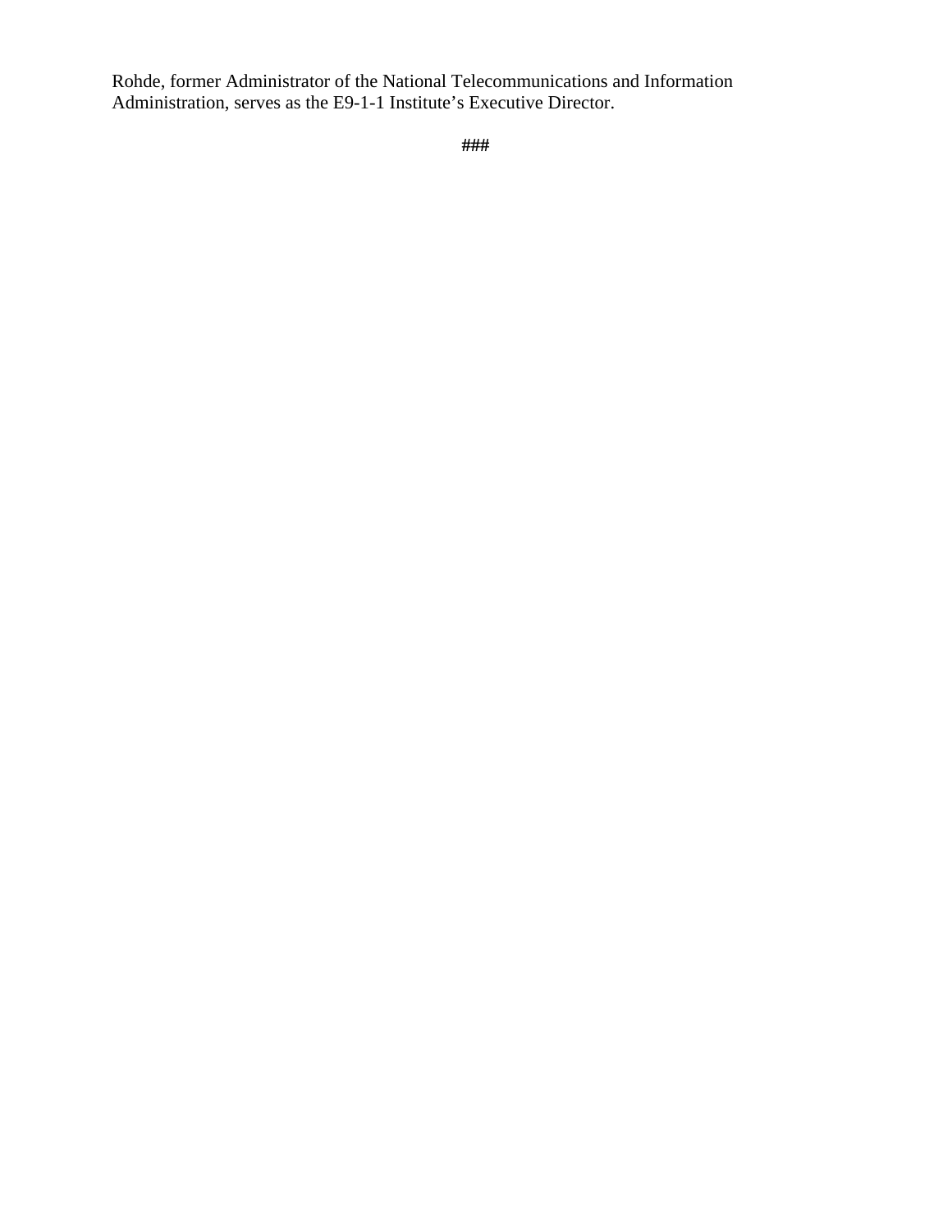Rohde, former Administrator of the National Telecommunications and Information Administration, serves as the E9-1-1 Institute's Executive Director.

###